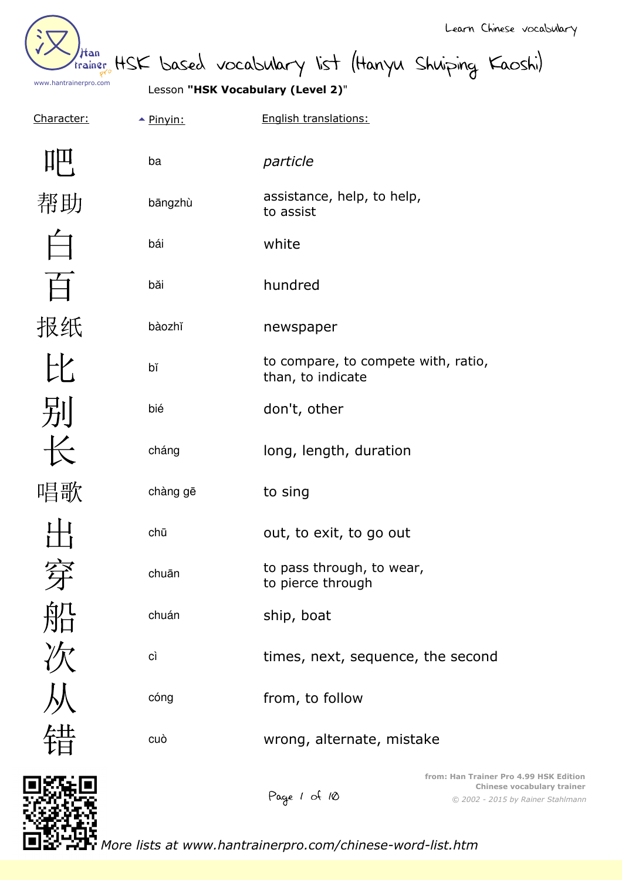Learn Chinese vocabulary

# HSK based vocabulary list (Hanyu Shuiping Kaoshi)

Lesson **"HSK Vocabulary (Level 2)"**

| Character: | Pinyin: | English translations: |
|---|---|---|
| 吧 | ba | *particle* |
| 帮助 | bāngzhù | assistance, help, to help, to assist |
| 白 | bái | white |
| 百 | bǎi | hundred |
| 报纸 | bàozhǐ | newspaper |
| 比 | bǐ | to compare, to compete with, ratio, than, to indicate |
| 别 | bié | don't, other |
| 长 | cháng | long, length, duration |
| 唱歌 | chàng gē | to sing |
| 出 | chū | out, to exit, to go out |
| 穿 | chuān | to pass through, to wear, to pierce through |
| 船 | chuán | ship, boat |
| 次 | cì | times, next, sequence, the second |
| 从 | cóng | from, to follow |
| 错 | cuò | wrong, alternate, mistake |

from: Han Trainer Pro 4.99 HSK Edition
Chinese vocabulary trainer
© 2002 - 2015 by Rainer Stahlmann

*More lists at www.hantrainerpro.com/chinese-word-list.htm*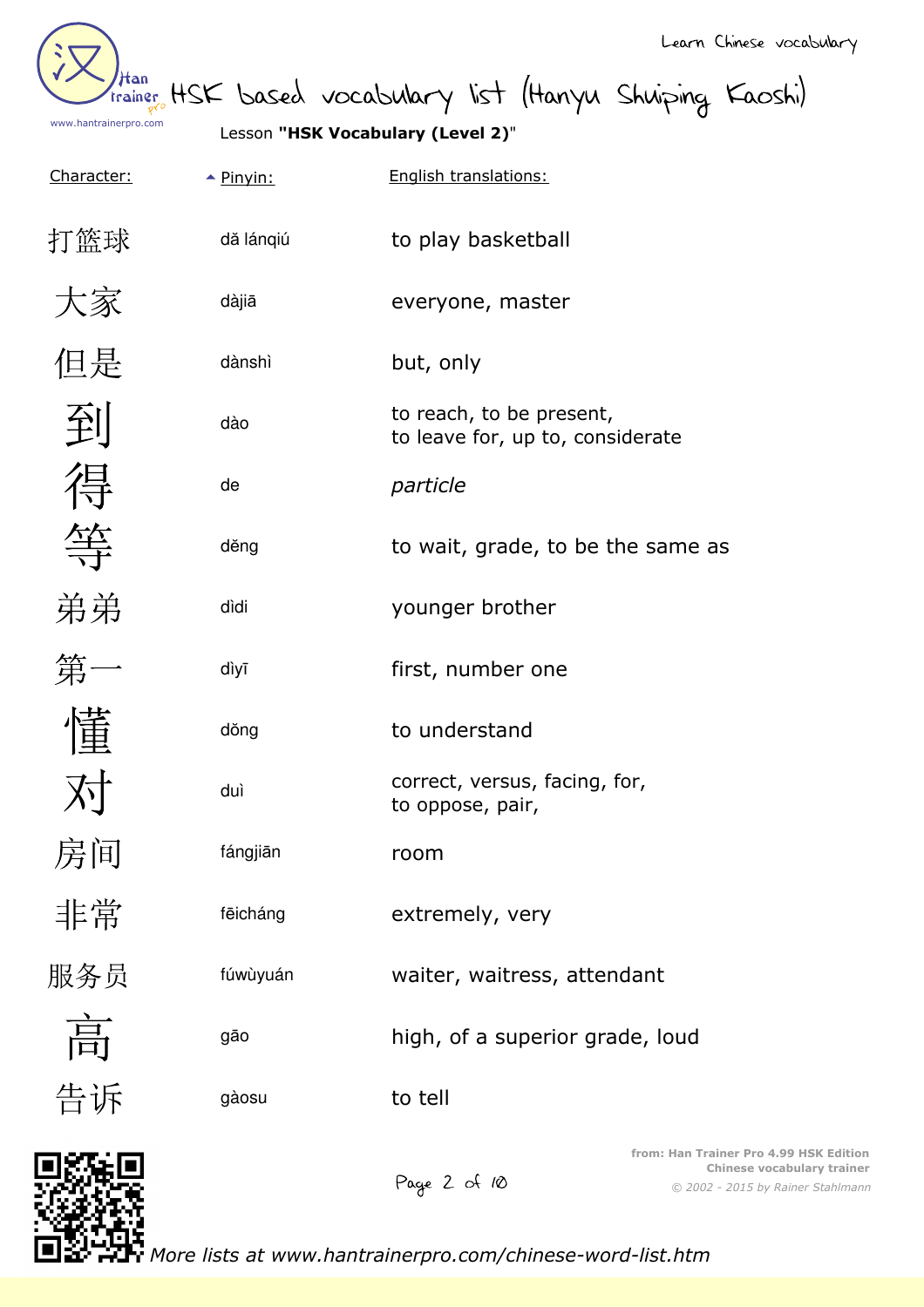# HSK based vocabulary list (Hanyu Shuiping Kaoshi)

Lesson **"HSK Vocabulary (Level 2)"**

| Character: | Pinyin: | English translations: |
|---|---|---|
| 打篮球 | dǎ lánqiú | to play basketball |
| 大家 | dàjiā | everyone, master |
| 但是 | dànshì | but, only |
| 到 | dào | to reach, to be present, to leave for, up to, considerate |
| 得 | de | *particle* |
| 等 | děng | to wait, grade, to be the same as |
| 弟弟 | dìdi | younger brother |
| 第一 | dìyī | first, number one |
| 懂 | dǒng | to understand |
| 对 | duì | correct, versus, facing, for, to oppose, pair, |
| 房间 | fángjiān | room |
| 非常 | fēicháng | extremely, very |
| 服务员 | fúwùyuán | waiter, waitress, attendant |
| 高 | gāo | high, of a superior grade, loud |
| 告诉 | gàosu | to tell |

from: Han Trainer Pro 4.99 HSK Edition
Chinese vocabulary trainer
© 2002 - 2015 by Rainer Stahlmann

More lists at www.hantrainerpro.com/chinese-word-list.htm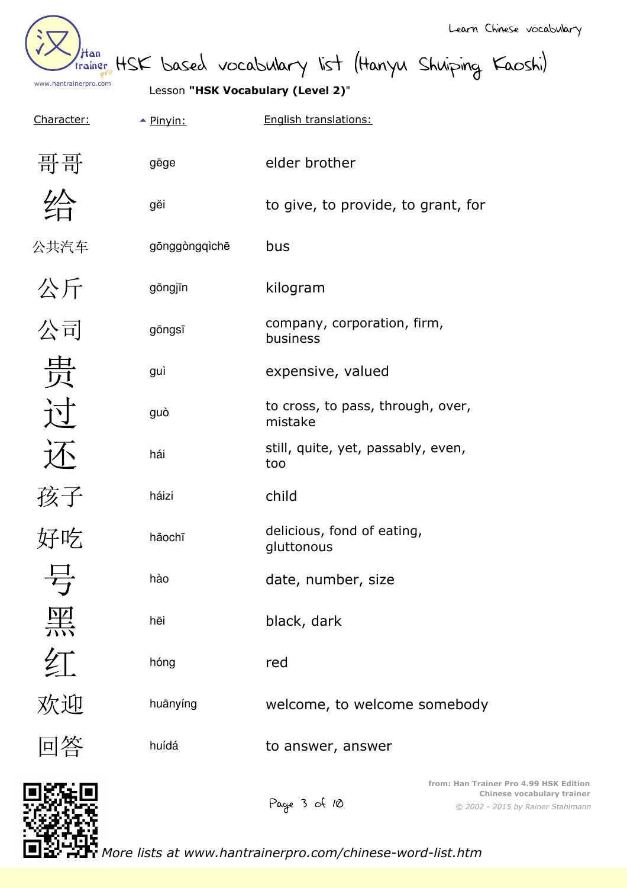# HSK based vocabulary list (Hanyu Shuiping Kaoshi)

Lesson **"HSK Vocabulary (Level 2)"**

| Character: | Pinyin: | English translations: |
| --- | --- | --- |
| 哥哥 | gēge | elder brother |
| 给 | gěi | to give, to provide, to grant, for |
| 公共汽车 | gōnggòngqìchē | bus |
| 公斤 | gōngjīn | kilogram |
| 公司 | gōngsī | company, corporation, firm, business |
| 贵 | guì | expensive, valued |
| 过 | guò | to cross, to pass, through, over, mistake |
| 还 | hái | still, quite, yet, passably, even, too |
| 孩子 | háizi | child |
| 好吃 | hǎochī | delicious, fond of eating, gluttonous |
| 号 | hào | date, number, size |
| 黑 | hēi | black, dark |
| 红 | hóng | red |
| 欢迎 | huānyíng | welcome, to welcome somebody |
| 回答 | huídá | to answer, answer |

from: Han Trainer Pro 4.99 HSK Edition
Chinese vocabulary trainer
© 2002 - 2015 by Rainer Stahlmann

*More lists at www.hantrainerpro.com/chinese-word-list.htm*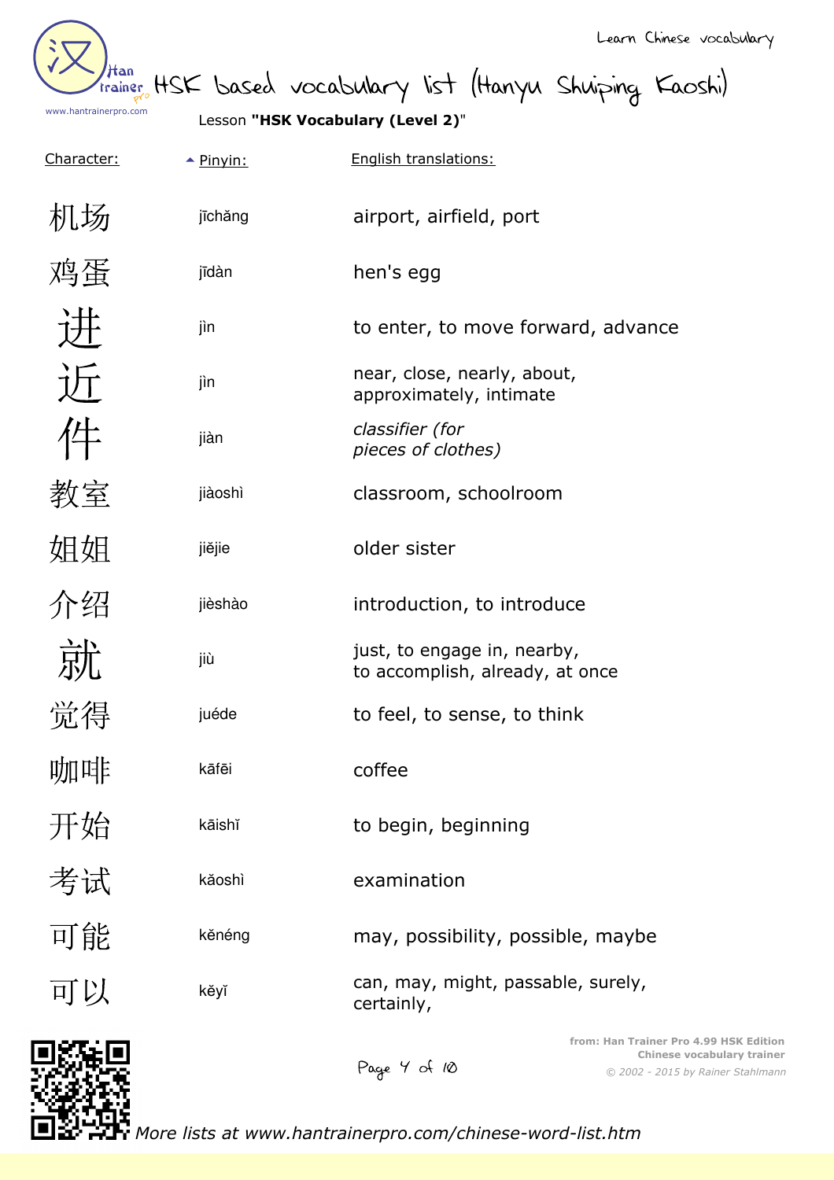Learn Chinese vocabulary

# HSK based vocabulary list (Hanyu Shuiping Kaoshi)

Lesson **"HSK Vocabulary (Level 2)"**

| Character: | Pinyin: | English translations: |
|---|---|---|
| 机场 | jīchǎng | airport, airfield, port |
| 鸡蛋 | jīdàn | hen's egg |
| 进 | jìn | to enter, to move forward, advance |
| 近 | jìn | near, close, nearly, about, approximately, intimate |
| 件 | jiàn | *classifier (for pieces of clothes)* |
| 教室 | jiàoshì | classroom, schoolroom |
| 姐姐 | jiějie | older sister |
| 介绍 | jièshào | introduction, to introduce |
| 就 | jiù | just, to engage in, nearby, to accomplish, already, at once |
| 觉得 | juéde | to feel, to sense, to think |
| 咖啡 | kāfēi | coffee |
| 开始 | kāishǐ | to begin, beginning |
| 考试 | kǎoshì | examination |
| 可能 | kěnéng | may, possibility, possible, maybe |
| 可以 | kěyǐ | can, may, might, passable, surely, certainly, |

from: Han Trainer Pro 4.99 HSK Edition
Chinese vocabulary trainer
*© 2002 - 2015 by Rainer Stahlmann*

*More lists at www.hantrainerpro.com/chinese-word-list.htm*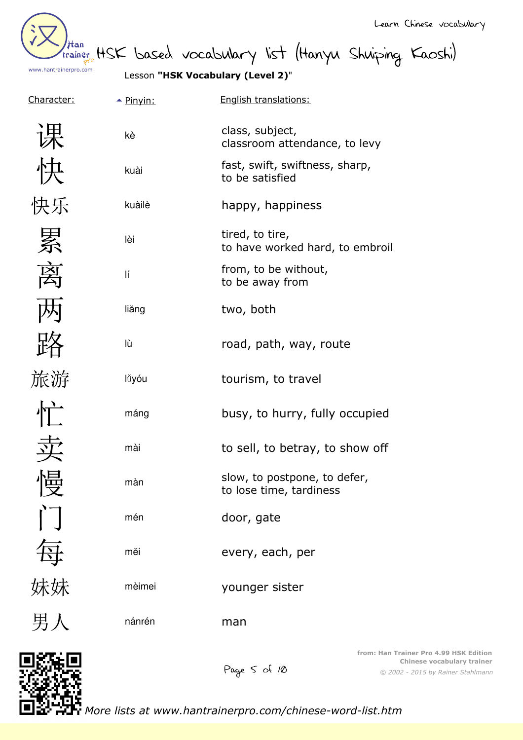# HSK based vocabulary list (Hanyu Shuiping Kaoshi)

Lesson **"HSK Vocabulary (Level 2)"**

| Character: | Pinyin: | English translations: |
| --- | --- | --- |
| 课 | kè | class, subject, classroom attendance, to levy |
| 快 | kuài | fast, swift, swiftness, sharp, to be satisfied |
| 快乐 | kuàilè | happy, happiness |
| 累 | lèi | tired, to tire, to have worked hard, to embroil |
| 离 | lí | from, to be without, to be away from |
| 两 | liǎng | two, both |
| 路 | lù | road, path, way, route |
| 旅游 | lǚyóu | tourism, to travel |
| 忙 | máng | busy, to hurry, fully occupied |
| 卖 | mài | to sell, to betray, to show off |
| 慢 | màn | slow, to postpone, to defer, to lose time, tardiness |
| 门 | mén | door, gate |
| 每 | měi | every, each, per |
| 妹妹 | mèimei | younger sister |
| 男人 | nánrén | man |

*More lists at www.hantrainerpro.com/chinese-word-list.htm*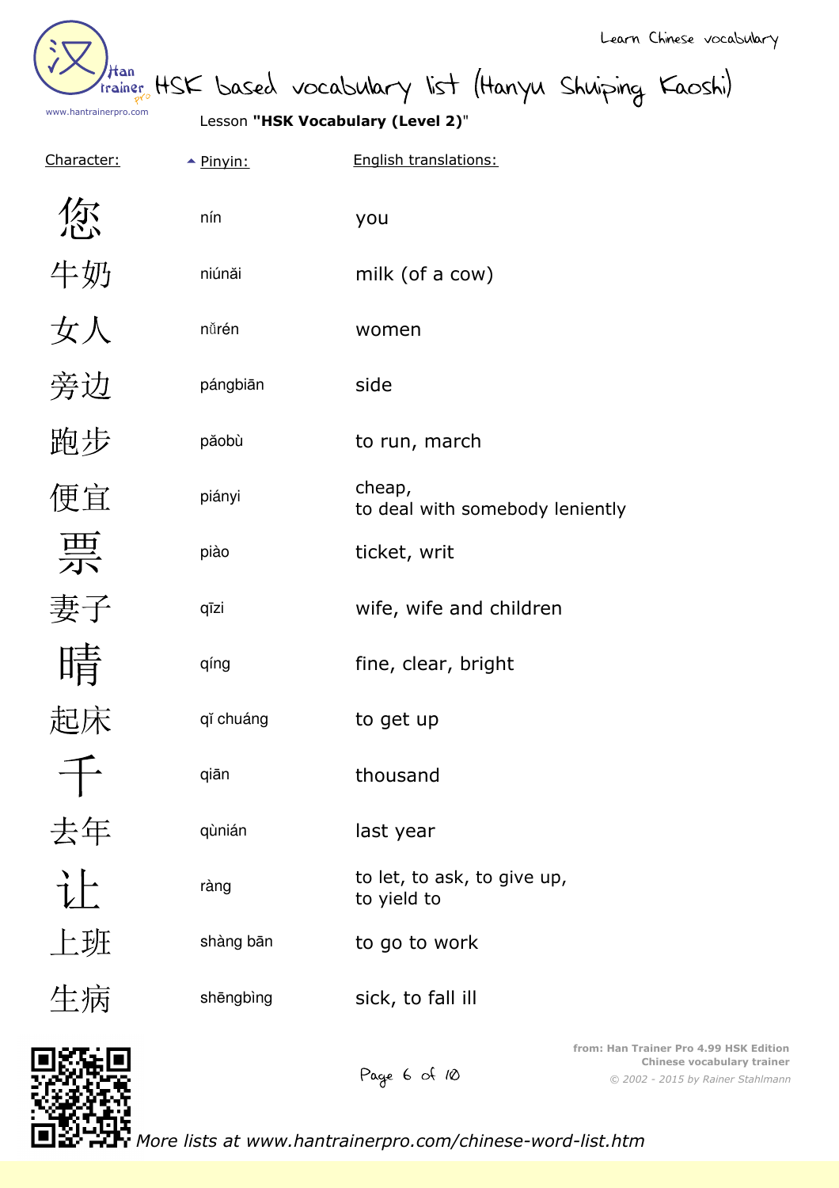Learn Chinese vocabulary

# HSK based vocabulary list (Hanyu Shuiping Kaoshi)

Lesson **"HSK Vocabulary (Level 2)"**

| Character: | Pinyin: | English translations: |
|---|---|---|
| 您 | nín | you |
| 牛奶 | niúnăi | milk (of a cow) |
| 女人 | nǚrén | women |
| 旁边 | pángbiān | side |
| 跑步 | pǎobù | to run, march |
| 便宜 | piányi | cheap, to deal with somebody leniently |
| 票 | piào | ticket, writ |
| 妻子 | qīzi | wife, wife and children |
| 晴 | qíng | fine, clear, bright |
| 起床 | qǐ chuáng | to get up |
| 千 | qiān | thousand |
| 去年 | qùnián | last year |
| 让 | ràng | to let, to ask, to give up, to yield to |
| 上班 | shàng bān | to go to work |
| 生病 | shēngbìng | sick, to fall ill |

from: Han Trainer Pro 4.99 HSK Edition
Chinese vocabulary trainer
© 2002 - 2015 by Rainer Stahlmann

*More lists at www.hantrainerpro.com/chinese-word-list.htm*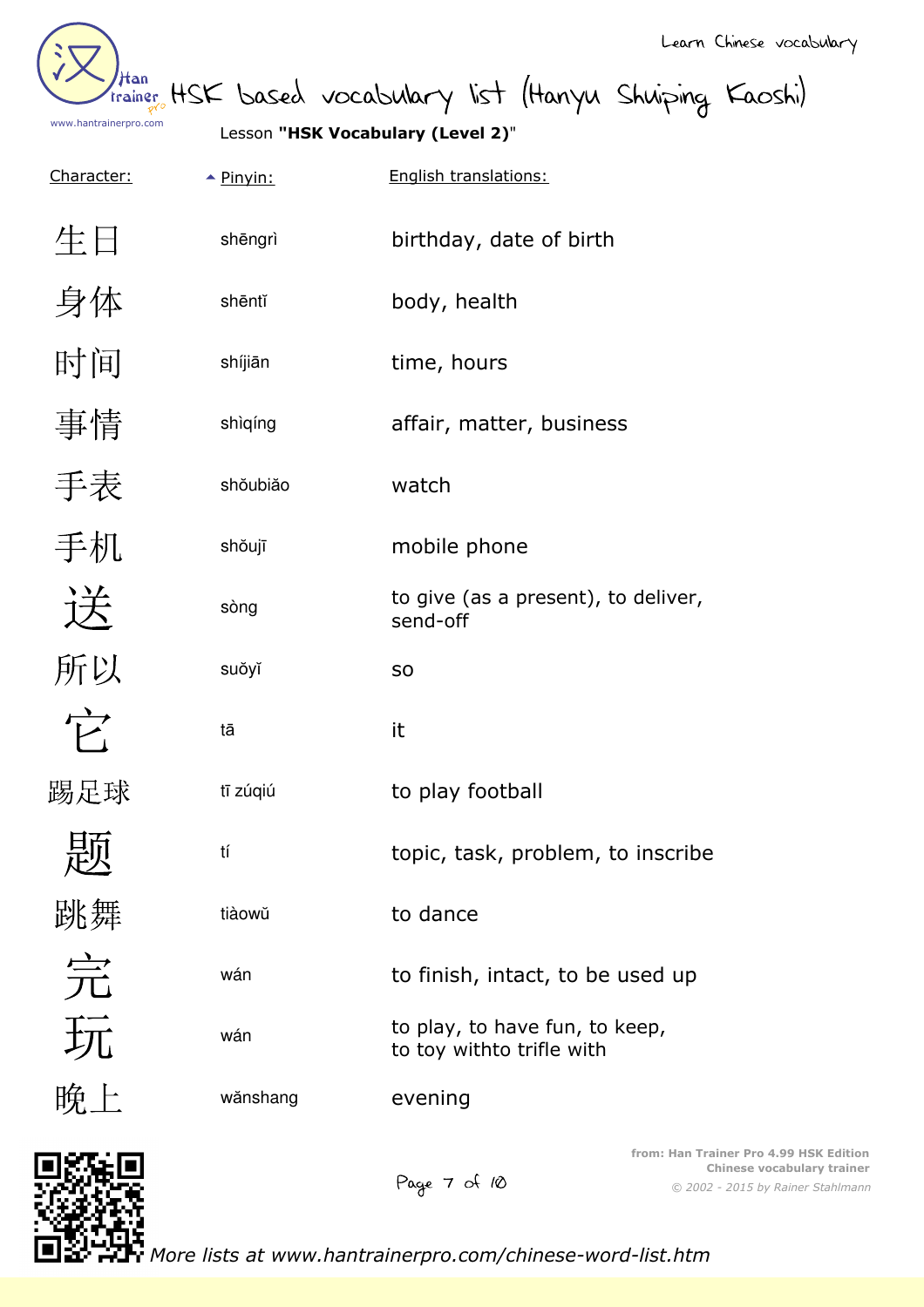# HSK based vocabulary list (Hanyu Shuiping Kaoshi)

Lesson **"HSK Vocabulary (Level 2)"**

| Character: | Pinyin: | English translations: |
|---|---|---|
| 生日 | shēngrì | birthday, date of birth |
| 身体 | shēntǐ | body, health |
| 时间 | shíjiān | time, hours |
| 事情 | shìqíng | affair, matter, business |
| 手表 | shǒubiǎo | watch |
| 手机 | shǒujī | mobile phone |
| 送 | sòng | to give (as a present), to deliver, send-off |
| 所以 | suǒyǐ | so |
| 它 | tā | it |
| 踢足球 | tī zúqiú | to play football |
| 题 | tí | topic, task, problem, to inscribe |
| 跳舞 | tiàowǔ | to dance |
| 完 | wán | to finish, intact, to be used up |
| 玩 | wán | to play, to have fun, to keep, to toy withto trifle with |
| 晚上 | wǎnshang | evening |

from: Han Trainer Pro 4.99 HSK Edition
Chinese vocabulary trainer
© 2002 - 2015 by Rainer Stahlmann

More lists at www.hantrainerpro.com/chinese-word-list.htm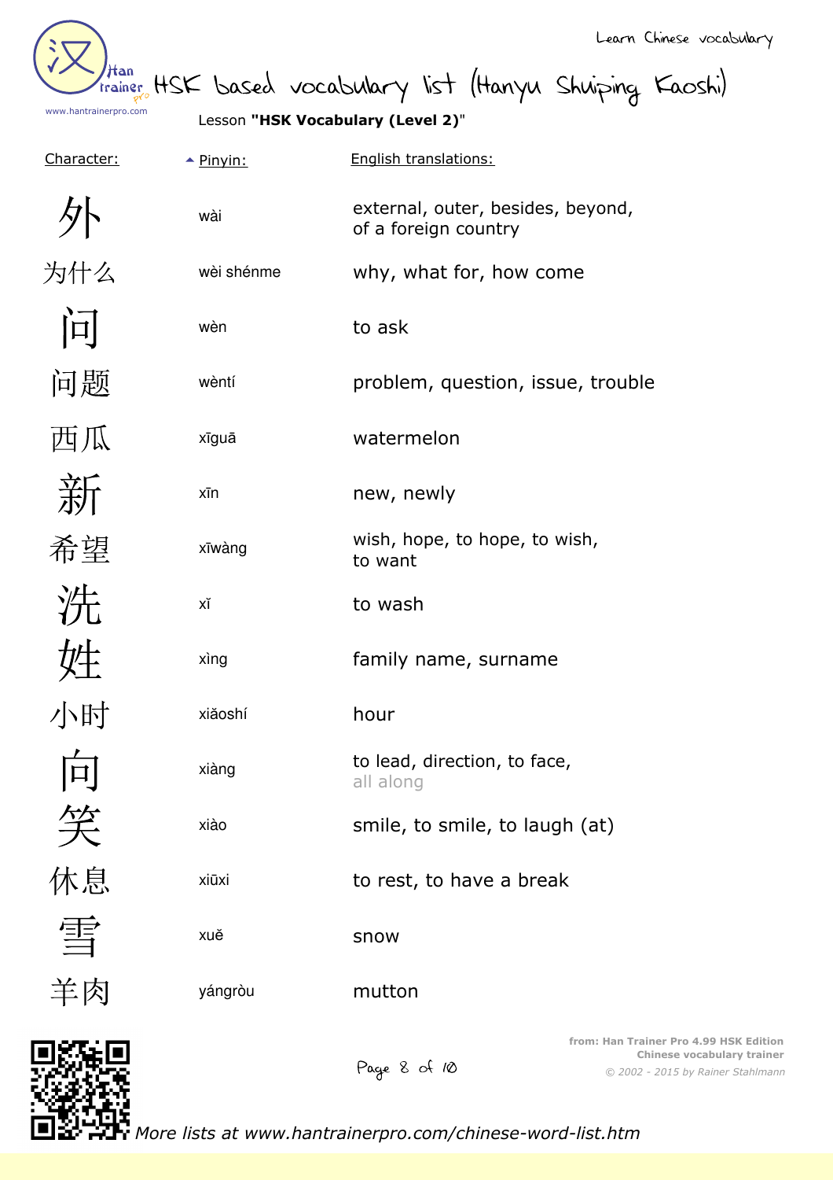Learn Chinese vocabulary

# HSK based vocabulary list (Hanyu Shuiping Kaoshi)

Lesson **"HSK Vocabulary (Level 2)"**

| Character: | Pinyin: | English translations: |
|---|---|---|
| 外 | wài | external, outer, besides, beyond, of a foreign country |
| 为什么 | wèi shénme | why, what for, how come |
| 问 | wèn | to ask |
| 问题 | wèntí | problem, question, issue, trouble |
| 西瓜 | xīguā | watermelon |
| 新 | xīn | new, newly |
| 希望 | xīwàng | wish, hope, to hope, to wish, to want |
| 洗 | xǐ | to wash |
| 姓 | xìng | family name, surname |
| 小时 | xiǎoshí | hour |
| 向 | xiàng | to lead, direction, to face, all along |
| 笑 | xiào | smile, to smile, to laugh (at) |
| 休息 | xiūxi | to rest, to have a break |
| 雪 | xuě | snow |
| 羊肉 | yángròu | mutton |

from: Han Trainer Pro 4.99 HSK Edition
Chinese vocabulary trainer
© 2002 - 2015 by Rainer Stahlmann

*More lists at www.hantrainerpro.com/chinese-word-list.htm*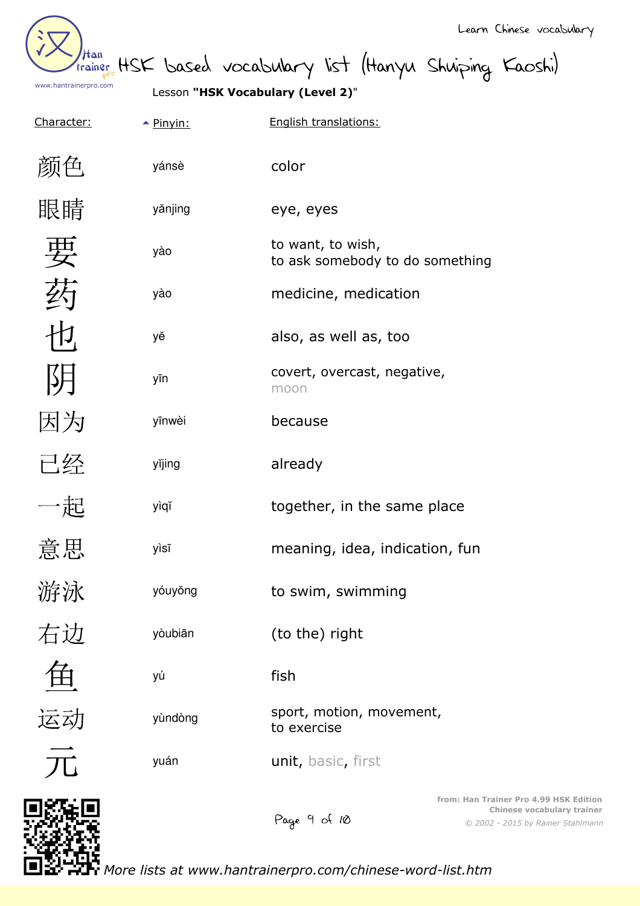Learn Chinese vocabulary

# HSK based vocabulary list (Hanyu Shuiping Kaoshi)

Lesson **"HSK Vocabulary (Level 2)"**

| Character: | Pinyin: | English translations: |
|---|---|---|
| 颜色 | yánsè | color |
| 眼睛 | yǎnjing | eye, eyes |
| 要 | yào | to want, to wish,<br>to ask somebody to do something |
| 药 | yào | medicine, medication |
| 也 | yě | also, as well as, too |
| 阴 | yīn | covert, overcast, negative,<br>moon |
| 因为 | yīnwèi | because |
| 已经 | yǐjing | already |
| 一起 | yìqǐ | together, in the same place |
| 意思 | yìsī | meaning, idea, indication, fun |
| 游泳 | yóuyǒng | to swim, swimming |
| 右边 | yòubiān | (to the) right |
| 鱼 | yú | fish |
| 运动 | yùndòng | sport, motion, movement,<br>to exercise |
| 元 | yuán | unit, basic, first |

from: Han Trainer Pro 4.99 HSK Edition
Chinese vocabulary trainer
© 2002 - 2015 by Rainer Stahlmann

*More lists at www.hantrainerpro.com/chinese-word-list.htm*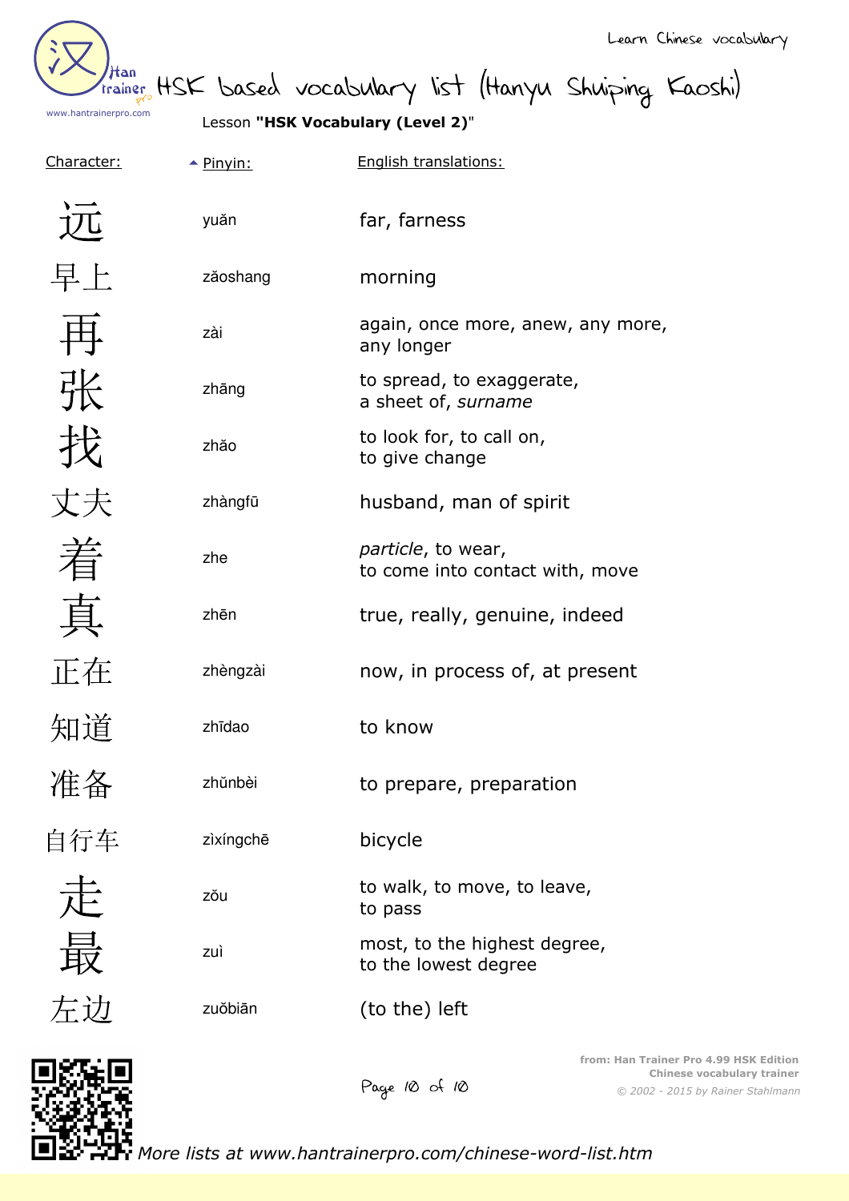Learn Chinese vocabulary

# HSK based vocabulary list (Hanyu Shuiping Kaoshi)

Lesson **"HSK Vocabulary (Level 2)"**

| Character: | Pinyin: | English translations: |
|---|---|---|
| 远 | yuǎn | far, farness |
| 早上 | zǎoshang | morning |
| 再 | zài | again, once more, anew, any more, any longer |
| 张 | zhāng | to spread, to exaggerate, a sheet of, *surname* |
| 找 | zhǎo | to look for, to call on, to give change |
| 丈夫 | zhàngfū | husband, man of spirit |
| 着 | zhe | *particle*, to wear, to come into contact with, move |
| 真 | zhēn | true, really, genuine, indeed |
| 正在 | zhèngzài | now, in process of, at present |
| 知道 | zhīdao | to know |
| 准备 | zhǔnbèi | to prepare, preparation |
| 自行车 | zìxíngchē | bicycle |
| 走 | zǒu | to walk, to move, to leave, to pass |
| 最 | zuì | most, to the highest degree, to the lowest degree |
| 左边 | zuǒbiān | (to the) left |

from: Han Trainer Pro 4.99 HSK Edition
Chinese vocabulary trainer
© 2002 - 2015 by Rainer Stahlmann

*More lists at www.hantrainerpro.com/chinese-word-list.htm*